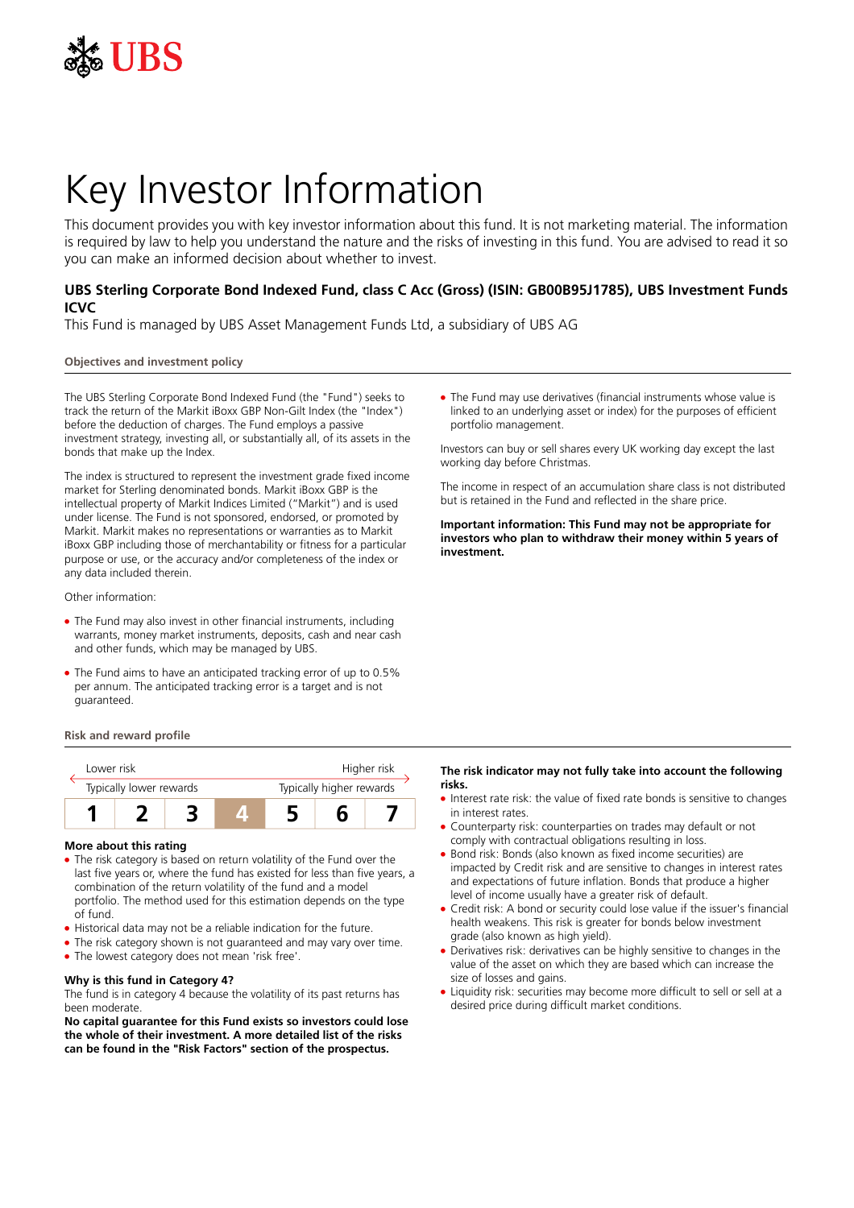UBS

# Key Investor Information

This document provides you with key investor information about this fund. It is not marketing material. The information is required by law to help you understand the nature and the risks of investing in this fund. You are advised to read it so you can make an informed decision about whether to invest.

**UBS Sterling Corporate Bond Indexed Fund, class C Acc (Gross) (ISIN: GB00B95J1785), UBS Investment Funds ICVC**

This Fund is managed by UBS Asset Management Funds Ltd, a subsidiary of UBS AG

## Objectives and investment policy

The UBS Sterling Corporate Bond Indexed Fund (the "Fund") seeks to track the return of the Markit iBoxx GBP Non-Gilt Index (the "Index") before the deduction of charges. The Fund employs a passive investment strategy, investing all, or substantially all, of its assets in the bonds that make up the Index.

The index is structured to represent the investment grade fixed income market for Sterling denominated bonds. Markit iBoxx GBP is the intellectual property of Markit Indices Limited ("Markit") and is used under license. The Fund is not sponsored, endorsed, or promoted by Markit. Markit makes no representations or warranties as to Markit iBoxx GBP including those of merchantability or fitness for a particular purpose or use, or the accuracy and/or completeness of the index or any data included therein.

Other information:

- The Fund may also invest in other financial instruments, including warrants, money market instruments, deposits, cash and near cash and other funds, which may be managed by UBS.
- The Fund aims to have an anticipated tracking error of up to 0.5% per annum. The anticipated tracking error is a target and is not guaranteed.
- The Fund may use derivatives (financial instruments whose value is linked to an underlying asset or index) for the purposes of efficient portfolio management.

Investors can buy or sell shares every UK working day except the last working day before Christmas.

The income in respect of an accumulation share class is not distributed but is retained in the Fund and reflected in the share price.

**Important information: This Fund may not be appropriate for investors who plan to withdraw their money within 5 years of investment.**

## Risk and reward profile

| Lower risk | | | | | | Higher risk |
|---|---|---|---|---|---|---|
| Typically lower rewards | | | | | | Typically higher rewards |
| 1 | 2 | 3 | **4** | 5 | 6 | 7 |

### More about this rating

- The risk category is based on return volatility of the Fund over the last five years or, where the fund has existed for less than five years, a combination of the return volatility of the fund and a model portfolio. The method used for this estimation depends on the type of fund.
- Historical data may not be a reliable indication for the future.
- The risk category shown is not guaranteed and may vary over time.
- The lowest category does not mean 'risk free'.

### Why is this fund in Category 4?

The fund is in category 4 because the volatility of its past returns has been moderate.

**No capital guarantee for this Fund exists so investors could lose the whole of their investment. A more detailed list of the risks can be found in the "Risk Factors" section of the prospectus.**

**The risk indicator may not fully take into account the following risks.**

- Interest rate risk: the value of fixed rate bonds is sensitive to changes in interest rates.
- Counterparty risk: counterparties on trades may default or not comply with contractual obligations resulting in loss.
- Bond risk: Bonds (also known as fixed income securities) are impacted by Credit risk and are sensitive to changes in interest rates and expectations of future inflation. Bonds that produce a higher level of income usually have a greater risk of default.
- Credit risk: A bond or security could lose value if the issuer's financial health weakens. This risk is greater for bonds below investment grade (also known as high yield).
- Derivatives risk: derivatives can be highly sensitive to changes in the value of the asset on which they are based which can increase the size of losses and gains.
- Liquidity risk: securities may become more difficult to sell or sell at a desired price during difficult market conditions.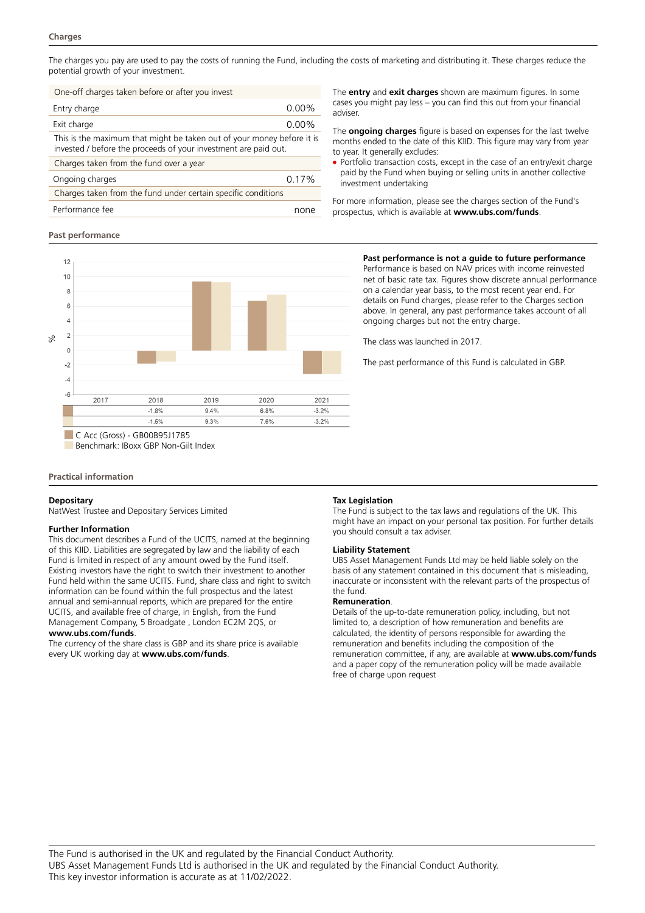## Charges

The charges you pay are used to pay the costs of running the Fund, including the costs of marketing and distributing it. These charges reduce the potential growth of your investment.

| One-off charges taken before or after you invest | |
|---|---|
| Entry charge | 0.00% |
| Exit charge | 0.00% |
| This is the maximum that might be taken out of your money before it is invested / before the proceeds of your investment are paid out. | |
| **Charges taken from the fund over a year** | |
| Ongoing charges | 0.17% |
| **Charges taken from the fund under certain specific conditions** | |
| Performance fee | none |

The **entry** and **exit charges** shown are maximum figures. In some cases you might pay less – you can find this out from your financial adviser.

The **ongoing charges** figure is based on expenses for the last twelve months ended to the date of this KIID. This figure may vary from year to year. It generally excludes:

- Portfolio transaction costs, except in the case of an entry/exit charge paid by the Fund when buying or selling units in another collective investment undertaking

For more information, please see the charges section of the Fund's prospectus, which is available at **www.ubs.com/funds**.

## Past performance

%

12
10
8
6
4
2
0
-2
-4
-6

2017 2018 2019 2020 2021

-1.8% 9.4% 6.8% -3.2%

-1.5% 9.3% 7.6% -3.2%

C Acc (Gross) - GB00B95J1785

Benchmark: IBoxx GBP Non-Gilt Index

**Past performance is not a guide to future performance**
Performance is based on NAV prices with income reinvested net of basic rate tax. Figures show discrete annual performance on a calendar year basis, to the most recent year end. For details on Fund charges, please refer to the Charges section above. In general, any past performance takes account of all ongoing charges but not the entry charge.

The class was launched in 2017.

The past performance of this Fund is calculated in GBP.

## Practical information

**Depositary**
NatWest Trustee and Depositary Services Limited

**Further Information**
This document describes a Fund of the UCITS, named at the beginning of this KIID. Liabilities are segregated by law and the liability of each Fund is limited in respect of any amount owed by the Fund itself. Existing investors have the right to switch their investment to another Fund held within the same UCITS. Fund, share class and right to switch information can be found within the full prospectus and the latest annual and semi-annual reports, which are prepared for the entire UCITS, and available free of charge, in English, from the Fund Management Company, 5 Broadgate , London EC2M 2QS, or **www.ubs.com/funds**.
The currency of the share class is GBP and its share price is available every UK working day at **www.ubs.com/funds**.

**Tax Legislation**
The Fund is subject to the tax laws and regulations of the UK. This might have an impact on your personal tax position. For further details you should consult a tax adviser.

**Liability Statement**
UBS Asset Management Funds Ltd may be held liable solely on the basis of any statement contained in this document that is misleading, inaccurate or inconsistent with the relevant parts of the prospectus of the fund.

**Remuneration**.
Details of the up-to-date remuneration policy, including, but not limited to, a description of how remuneration and benefits are calculated, the identity of persons responsible for awarding the remuneration and benefits including the composition of the remuneration committee, if any, are available at **www.ubs.com/funds** and a paper copy of the remuneration policy will be made available free of charge upon request

The Fund is authorised in the UK and regulated by the Financial Conduct Authority.
UBS Asset Management Funds Ltd is authorised in the UK and regulated by the Financial Conduct Authority.
This key investor information is accurate as at 11/02/2022.